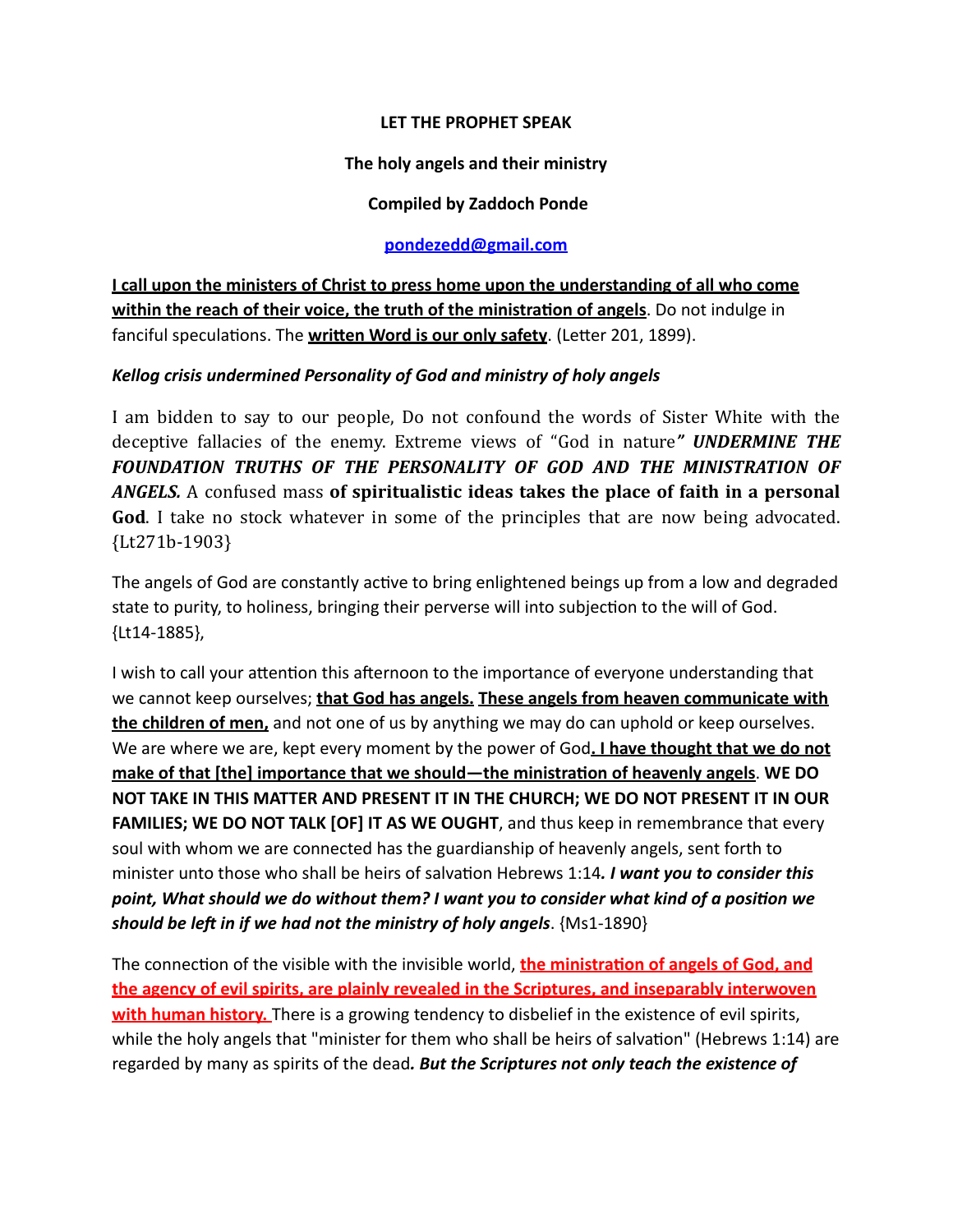**LET THE PROPHET SPEAK**

**The holy angels and their ministry**

**Compiled by Zaddoch Ponde**

**pondezedd@gmail.com**

**I call upon the ministers of Christ to press home upon the understanding of all who come within the reach of their voice, the truth of the ministration of angels**. Do not indulge in fanciful speculations. The **written Word is our only safety**. (Letter 201, 1899).

***Kellog crisis undermined Personality of God and ministry of holy angels***

I am bidden to say to our people, Do not confound the words of Sister White with the deceptive fallacies of the enemy. Extreme views of "God in nature" ***UNDERMINE THE FOUNDATION TRUTHS OF THE PERSONALITY OF GOD AND THE MINISTRATION OF ANGELS.*** A confused mass **of spiritualistic ideas takes the place of faith in a personal God**. I take no stock whatever in some of the principles that are now being advocated. {Lt271b-1903}

The angels of God are constantly active to bring enlightened beings up from a low and degraded state to purity, to holiness, bringing their perverse will into subjection to the will of God. {Lt14-1885},

I wish to call your attention this afternoon to the importance of everyone understanding that we cannot keep ourselves; **that God has angels. These angels from heaven communicate with the children of men,** and not one of us by anything we may do can uphold or keep ourselves. We are where we are, kept every moment by the power of God**. I have thought that we do not make of that [the] importance that we should—the ministration of heavenly angels**. **WE DO NOT TAKE IN THIS MATTER AND PRESENT IT IN THE CHURCH; WE DO NOT PRESENT IT IN OUR FAMILIES; WE DO NOT TALK [OF] IT AS WE OUGHT**, and thus keep in remembrance that every soul with whom we are connected has the guardianship of heavenly angels, sent forth to minister unto those who shall be heirs of salvation Hebrews 1:14***. I want you to consider this point, What should we do without them? I want you to consider what kind of a position we should be left in if we had not the ministry of holy angels***. {Ms1-1890}

The connection of the visible with the invisible world, **the ministration of angels of God, and the agency of evil spirits, are plainly revealed in the Scriptures, and inseparably interwoven with human history.** There is a growing tendency to disbelief in the existence of evil spirits, while the holy angels that "minister for them who shall be heirs of salvation" (Hebrews 1:14) are regarded by many as spirits of the dead***. But the Scriptures not only teach the existence of***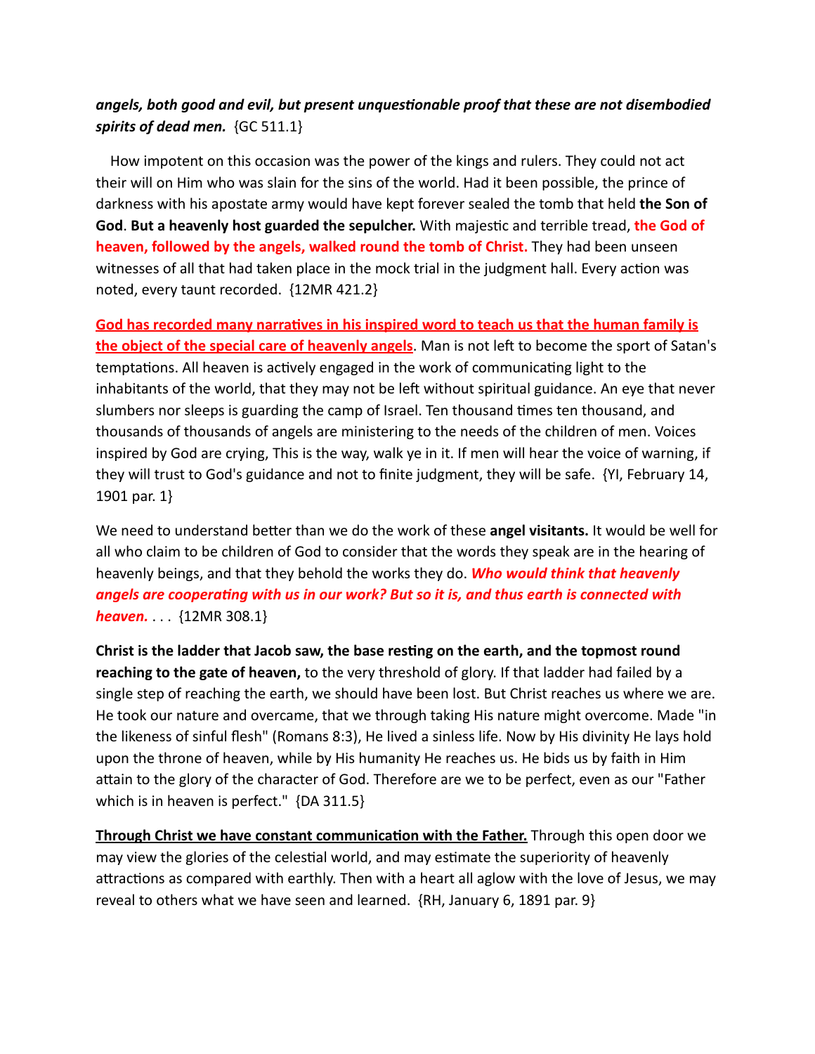***angels, both good and evil, but present unquestionable proof that these are not disembodied spirits of dead men.*** {GC 511.1}

How impotent on this occasion was the power of the kings and rulers. They could not act their will on Him who was slain for the sins of the world. Had it been possible, the prince of darkness with his apostate army would have kept forever sealed the tomb that held **the Son of God**. **But a heavenly host guarded the sepulcher.** With majestic and terrible tread, **the God of heaven, followed by the angels, walked round the tomb of Christ.** They had been unseen witnesses of all that had taken place in the mock trial in the judgment hall. Every action was noted, every taunt recorded. {12MR 421.2}

**<u>God has recorded many narratives in his inspired word to teach us that the human family is the object of the special care of heavenly angels</u>**. Man is not left to become the sport of Satan's temptations. All heaven is actively engaged in the work of communicating light to the inhabitants of the world, that they may not be left without spiritual guidance. An eye that never slumbers nor sleeps is guarding the camp of Israel. Ten thousand times ten thousand, and thousands of thousands of angels are ministering to the needs of the children of men. Voices inspired by God are crying, This is the way, walk ye in it. If men will hear the voice of warning, if they will trust to God's guidance and not to finite judgment, they will be safe. {YI, February 14, 1901 par. 1}

We need to understand better than we do the work of these **angel visitants.** It would be well for all who claim to be children of God to consider that the words they speak are in the hearing of heavenly beings, and that they behold the works they do. ***Who would think that heavenly angels are cooperating with us in our work? But so it is, and thus earth is connected with heaven.*** . . . {12MR 308.1}

**Christ is the ladder that Jacob saw, the base resting on the earth, and the topmost round reaching to the gate of heaven,** to the very threshold of glory. If that ladder had failed by a single step of reaching the earth, we should have been lost. But Christ reaches us where we are. He took our nature and overcame, that we through taking His nature might overcome. Made "in the likeness of sinful flesh" (Romans 8:3), He lived a sinless life. Now by His divinity He lays hold upon the throne of heaven, while by His humanity He reaches us. He bids us by faith in Him attain to the glory of the character of God. Therefore are we to be perfect, even as our "Father which is in heaven is perfect." {DA 311.5}

**<u>Through Christ we have constant communication with the Father.</u>** Through this open door we may view the glories of the celestial world, and may estimate the superiority of heavenly attractions as compared with earthly. Then with a heart all aglow with the love of Jesus, we may reveal to others what we have seen and learned. {RH, January 6, 1891 par. 9}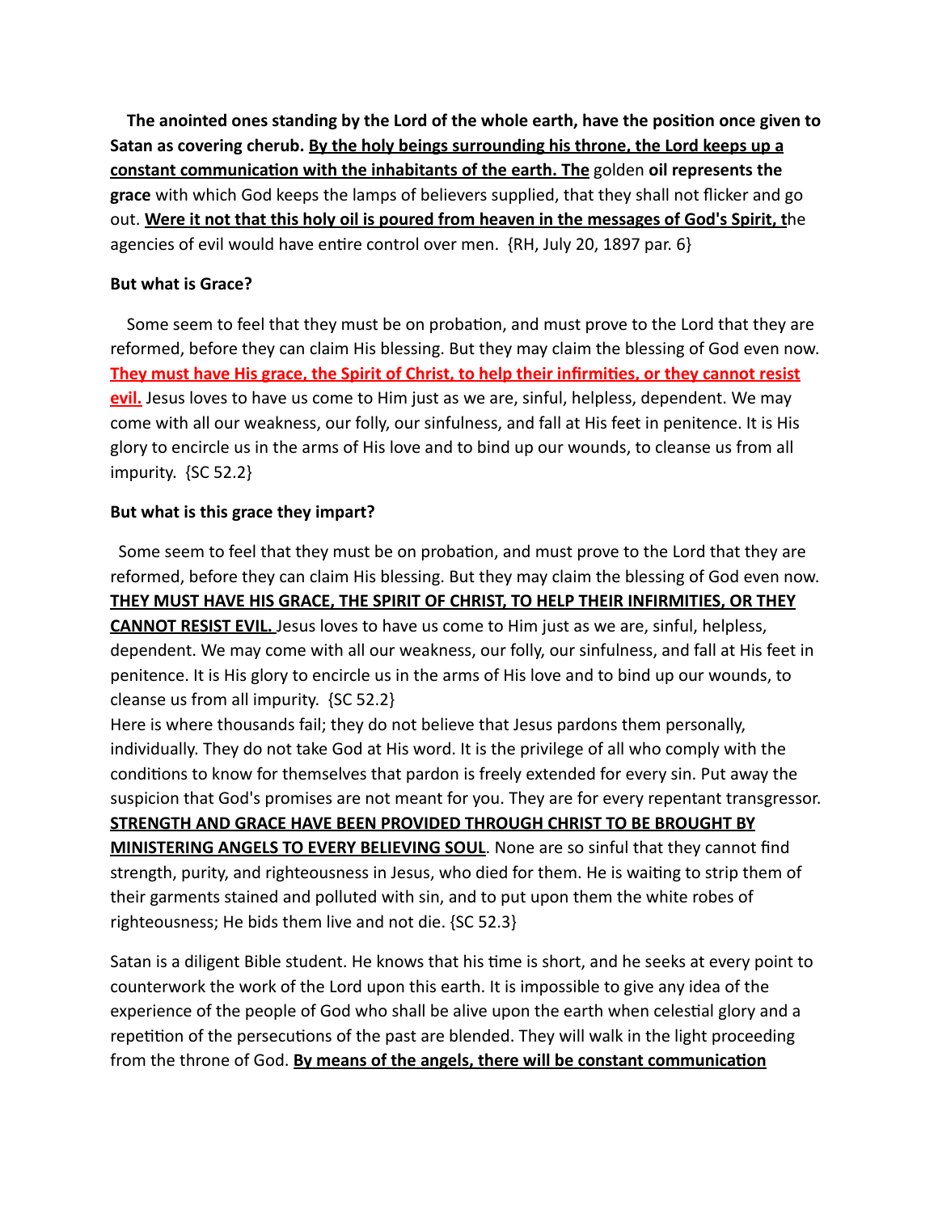**The anointed ones standing by the Lord of the whole earth, have the position once given to Satan as covering cherub. By the holy beings surrounding his throne, the Lord keeps up a constant communication with the inhabitants of the earth. The** golden **oil represents the grace** with which God keeps the lamps of believers supplied, that they shall not flicker and go out. **Were it not that this holy oil is poured from heaven in the messages of God's Spirit, t**he agencies of evil would have entire control over men. {RH, July 20, 1897 par. 6}

**But what is Grace?**

Some seem to feel that they must be on probation, and must prove to the Lord that they are reformed, before they can claim His blessing. But they may claim the blessing of God even now. **They must have His grace, the Spirit of Christ, to help their infirmities, or they cannot resist evil.** Jesus loves to have us come to Him just as we are, sinful, helpless, dependent. We may come with all our weakness, our folly, our sinfulness, and fall at His feet in penitence. It is His glory to encircle us in the arms of His love and to bind up our wounds, to cleanse us from all impurity. {SC 52.2}

**But what is this grace they impart?**

Some seem to feel that they must be on probation, and must prove to the Lord that they are reformed, before they can claim His blessing. But they may claim the blessing of God even now. **THEY MUST HAVE HIS GRACE, THE SPIRIT OF CHRIST, TO HELP THEIR INFIRMITIES, OR THEY CANNOT RESIST EVIL.** Jesus loves to have us come to Him just as we are, sinful, helpless, dependent. We may come with all our weakness, our folly, our sinfulness, and fall at His feet in penitence. It is His glory to encircle us in the arms of His love and to bind up our wounds, to cleanse us from all impurity. {SC 52.2}

Here is where thousands fail; they do not believe that Jesus pardons them personally, individually. They do not take God at His word. It is the privilege of all who comply with the conditions to know for themselves that pardon is freely extended for every sin. Put away the suspicion that God's promises are not meant for you. They are for every repentant transgressor. **STRENGTH AND GRACE HAVE BEEN PROVIDED THROUGH CHRIST TO BE BROUGHT BY MINISTERING ANGELS TO EVERY BELIEVING SOUL**. None are so sinful that they cannot find strength, purity, and righteousness in Jesus, who died for them. He is waiting to strip them of their garments stained and polluted with sin, and to put upon them the white robes of righteousness; He bids them live and not die. {SC 52.3}

Satan is a diligent Bible student. He knows that his time is short, and he seeks at every point to counterwork the work of the Lord upon this earth. It is impossible to give any idea of the experience of the people of God who shall be alive upon the earth when celestial glory and a repetition of the persecutions of the past are blended. They will walk in the light proceeding from the throne of God. **By means of the angels, there will be constant communication**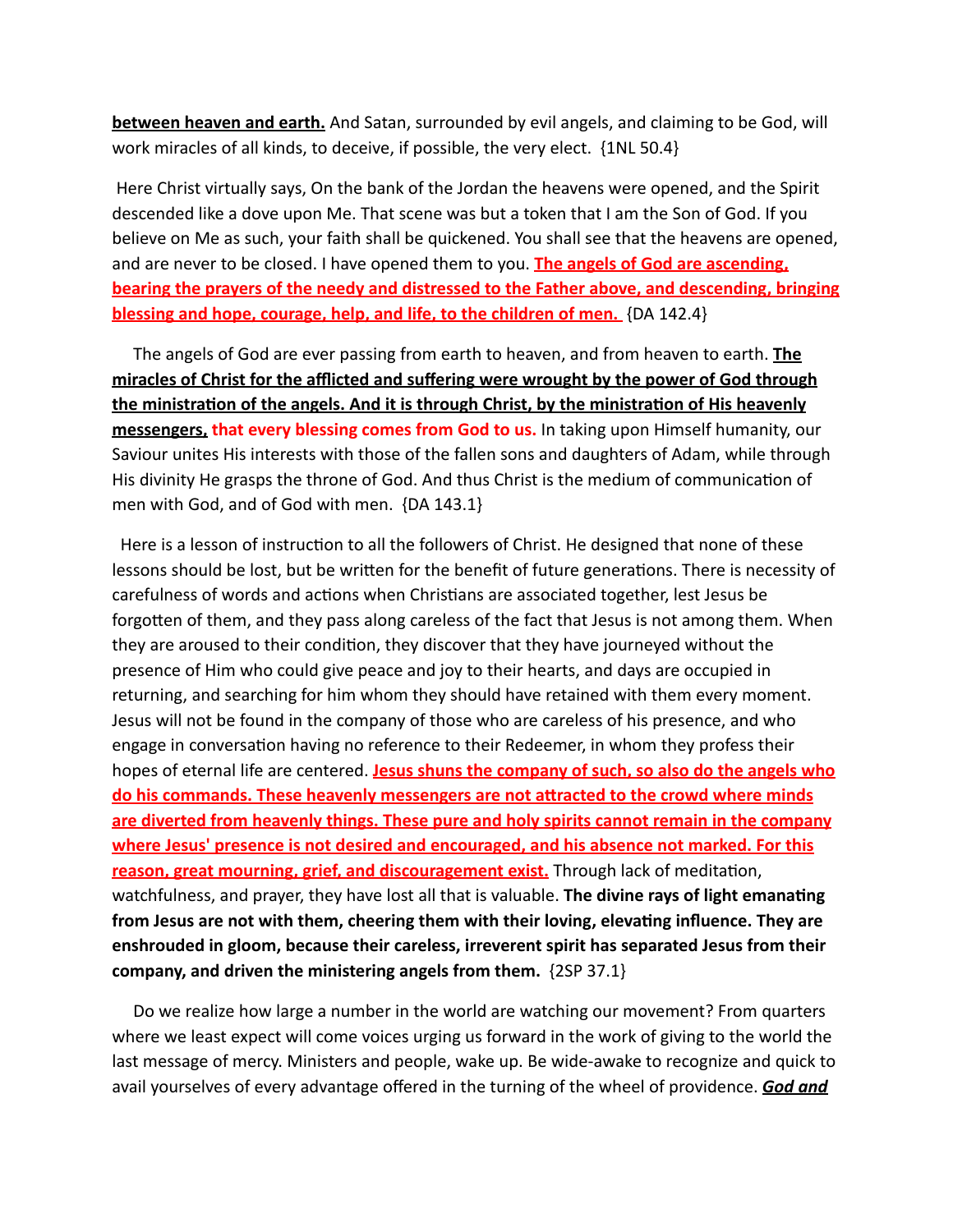**between heaven and earth.** And Satan, surrounded by evil angels, and claiming to be God, will work miracles of all kinds, to deceive, if possible, the very elect. {1NL 50.4}

Here Christ virtually says, On the bank of the Jordan the heavens were opened, and the Spirit descended like a dove upon Me. That scene was but a token that I am the Son of God. If you believe on Me as such, your faith shall be quickened. You shall see that the heavens are opened, and are never to be closed. I have opened them to you. **The angels of God are ascending, bearing the prayers of the needy and distressed to the Father above, and descending, bringing blessing and hope, courage, help, and life, to the children of men.** {DA 142.4}

The angels of God are ever passing from earth to heaven, and from heaven to earth. **The miracles of Christ for the afflicted and suffering were wrought by the power of God through the ministration of the angels. And it is through Christ, by the ministration of His heavenly messengers, that every blessing comes from God to us.** In taking upon Himself humanity, our Saviour unites His interests with those of the fallen sons and daughters of Adam, while through His divinity He grasps the throne of God. And thus Christ is the medium of communication of men with God, and of God with men. {DA 143.1}

Here is a lesson of instruction to all the followers of Christ. He designed that none of these lessons should be lost, but be written for the benefit of future generations. There is necessity of carefulness of words and actions when Christians are associated together, lest Jesus be forgotten of them, and they pass along careless of the fact that Jesus is not among them. When they are aroused to their condition, they discover that they have journeyed without the presence of Him who could give peace and joy to their hearts, and days are occupied in returning, and searching for him whom they should have retained with them every moment. Jesus will not be found in the company of those who are careless of his presence, and who engage in conversation having no reference to their Redeemer, in whom they profess their hopes of eternal life are centered. **Jesus shuns the company of such, so also do the angels who do his commands. These heavenly messengers are not attracted to the crowd where minds are diverted from heavenly things. These pure and holy spirits cannot remain in the company where Jesus' presence is not desired and encouraged, and his absence not marked. For this reason, great mourning, grief, and discouragement exist.** Through lack of meditation, watchfulness, and prayer, they have lost all that is valuable. **The divine rays of light emanating from Jesus are not with them, cheering them with their loving, elevating influence. They are enshrouded in gloom, because their careless, irreverent spirit has separated Jesus from their company, and driven the ministering angels from them.** {2SP 37.1}

Do we realize how large a number in the world are watching our movement? From quarters where we least expect will come voices urging us forward in the work of giving to the world the last message of mercy. Ministers and people, wake up. Be wide-awake to recognize and quick to avail yourselves of every advantage offered in the turning of the wheel of providence. ***God and***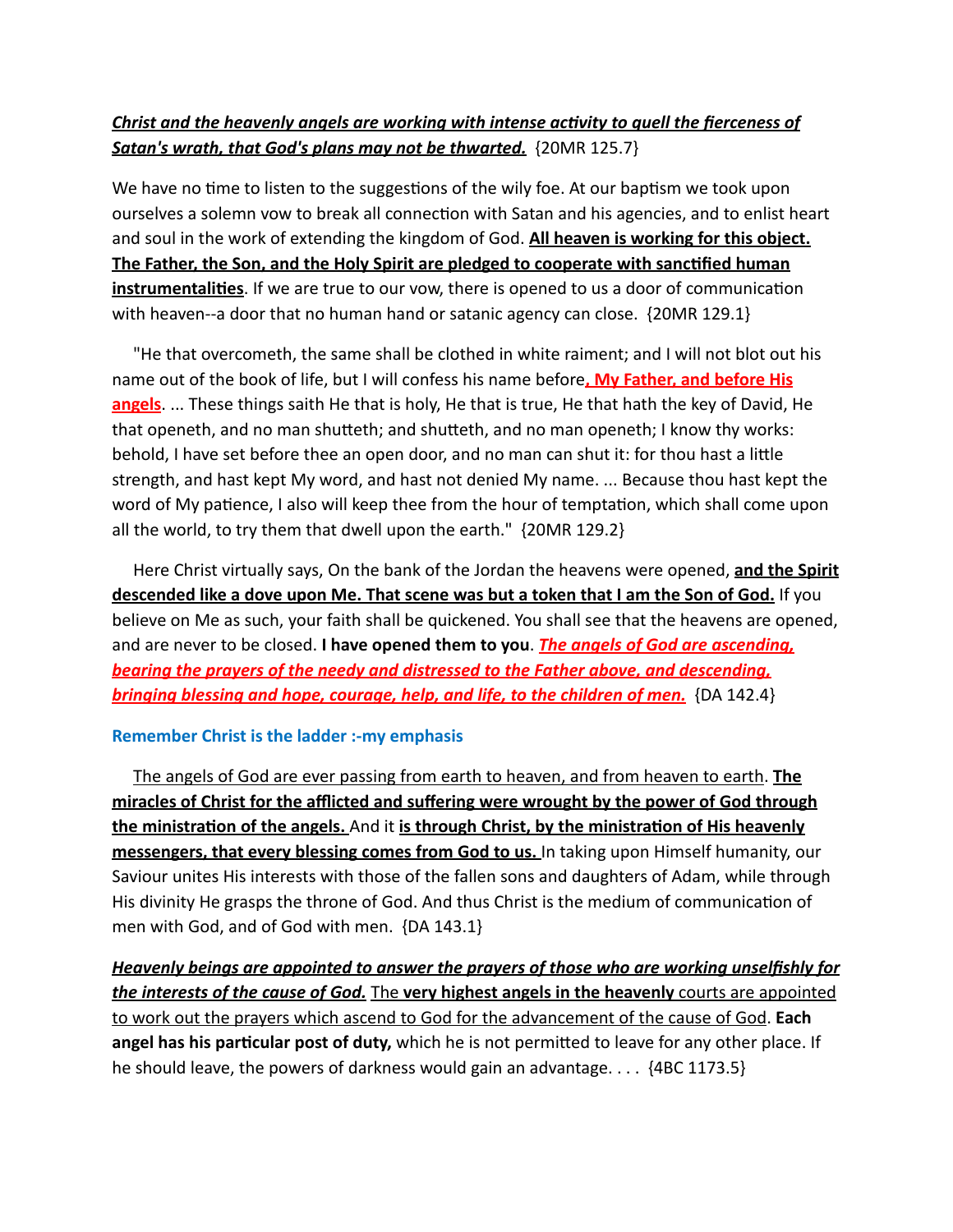***Christ and the heavenly angels are working with intense activity to quell the fierceness of Satan's wrath, that God's plans may not be thwarted.*** {20MR 125.7}

We have no time to listen to the suggestions of the wily foe. At our baptism we took upon ourselves a solemn vow to break all connection with Satan and his agencies, and to enlist heart and soul in the work of extending the kingdom of God. **All heaven is working for this object. The Father, the Son, and the Holy Spirit are pledged to cooperate with sanctified human instrumentalities**. If we are true to our vow, there is opened to us a door of communication with heaven--a door that no human hand or satanic agency can close. {20MR 129.1}

"He that overcometh, the same shall be clothed in white raiment; and I will not blot out his name out of the book of life, but I will confess his name before**, My Father, and before His angels**. ... These things saith He that is holy, He that is true, He that hath the key of David, He that openeth, and no man shutteth; and shutteth, and no man openeth; I know thy works: behold, I have set before thee an open door, and no man can shut it: for thou hast a little strength, and hast kept My word, and hast not denied My name. ... Because thou hast kept the word of My patience, I also will keep thee from the hour of temptation, which shall come upon all the world, to try them that dwell upon the earth." {20MR 129.2}

Here Christ virtually says, On the bank of the Jordan the heavens were opened, **and the Spirit descended like a dove upon Me. That scene was but a token that I am the Son of God.** If you believe on Me as such, your faith shall be quickened. You shall see that the heavens are opened, and are never to be closed. **I have opened them to you**. ***The angels of God are ascending, bearing the prayers of the needy and distressed to the Father above, and descending, bringing blessing and hope, courage, help, and life, to the children of men.*** {DA 142.4}

**Remember Christ is the ladder :-my emphasis**

The angels of God are ever passing from earth to heaven, and from heaven to earth. **The miracles of Christ for the afflicted and suffering were wrought by the power of God through the ministration of the angels.** And it **is through Christ, by the ministration of His heavenly messengers, that every blessing comes from God to us.** In taking upon Himself humanity, our Saviour unites His interests with those of the fallen sons and daughters of Adam, while through His divinity He grasps the throne of God. And thus Christ is the medium of communication of men with God, and of God with men. {DA 143.1}

***Heavenly beings are appointed to answer the prayers of those who are working unselfishly for the interests of the cause of God.*** The **very highest angels in the heavenly** courts are appointed to work out the prayers which ascend to God for the advancement of the cause of God. **Each angel has his particular post of duty,** which he is not permitted to leave for any other place. If he should leave, the powers of darkness would gain an advantage. . . . {4BC 1173.5}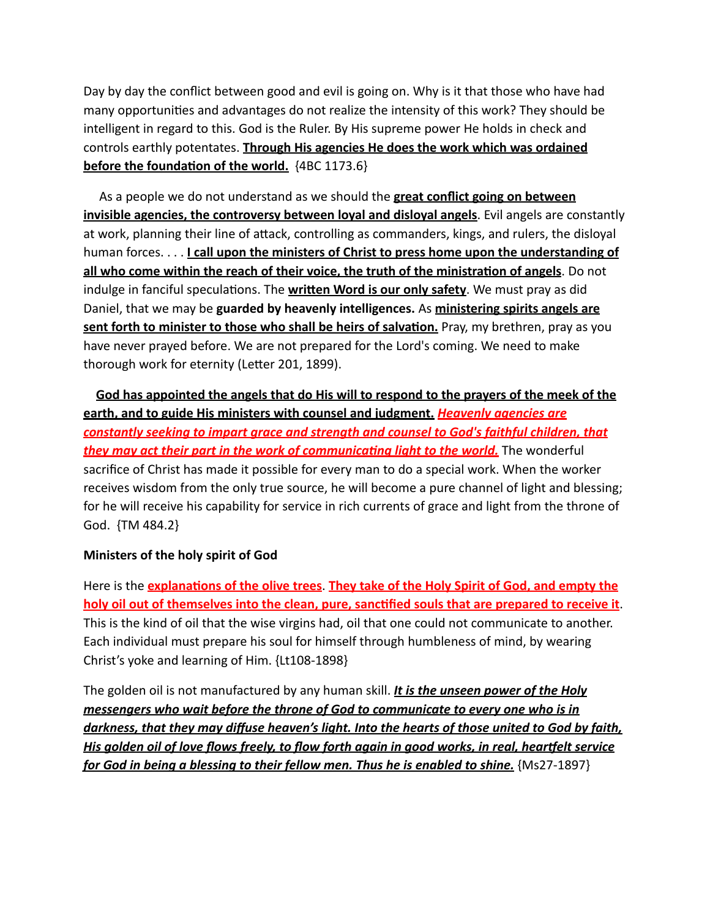Day by day the conflict between good and evil is going on. Why is it that those who have had many opportunities and advantages do not realize the intensity of this work? They should be intelligent in regard to this. God is the Ruler. By His supreme power He holds in check and controls earthly potentates. <u>**Through His agencies He does the work which was ordained before the foundation of the world.**</u> {4BC 1173.6}

As a people we do not understand as we should the <u>**great conflict going on between invisible agencies, the controversy between loyal and disloyal angels**</u>. Evil angels are constantly at work, planning their line of attack, controlling as commanders, kings, and rulers, the disloyal human forces. . . . <u>**I call upon the ministers of Christ to press home upon the understanding of all who come within the reach of their voice, the truth of the ministration of angels**</u>. Do not indulge in fanciful speculations. The <u>**written Word is our only safety**</u>. We must pray as did Daniel, that we may be **guarded by heavenly intelligences.** As <u>**ministering spirits angels are sent forth to minister to those who shall be heirs of salvation.**</u> Pray, my brethren, pray as you have never prayed before. We are not prepared for the Lord's coming. We need to make thorough work for eternity (Letter 201, 1899).

<u>**God has appointed the angels that do His will to respond to the prayers of the meek of the earth, and to guide His ministers with counsel and judgment.**</u> <u>***Heavenly agencies are constantly seeking to impart grace and strength and counsel to God's faithful children, that they may act their part in the work of communicating light to the world.***</u> The wonderful sacrifice of Christ has made it possible for every man to do a special work. When the worker receives wisdom from the only true source, he will become a pure channel of light and blessing; for he will receive his capability for service in rich currents of grace and light from the throne of God. {TM 484.2}

**Ministers of the holy spirit of God**

Here is the <u>**explanations of the olive trees**</u>. <u>**They take of the Holy Spirit of God, and empty the holy oil out of themselves into the clean, pure, sanctified souls that are prepared to receive it**</u>. This is the kind of oil that the wise virgins had, oil that one could not communicate to another. Each individual must prepare his soul for himself through humbleness of mind, by wearing Christ's yoke and learning of Him. {Lt108-1898}

The golden oil is not manufactured by any human skill. <u>***It is the unseen power of the Holy messengers who wait before the throne of God to communicate to every one who is in darkness, that they may diffuse heaven's light. Into the hearts of those united to God by faith, His golden oil of love flows freely, to flow forth again in good works, in real, heartfelt service for God in being a blessing to their fellow men. Thus he is enabled to shine.***</u> {Ms27-1897}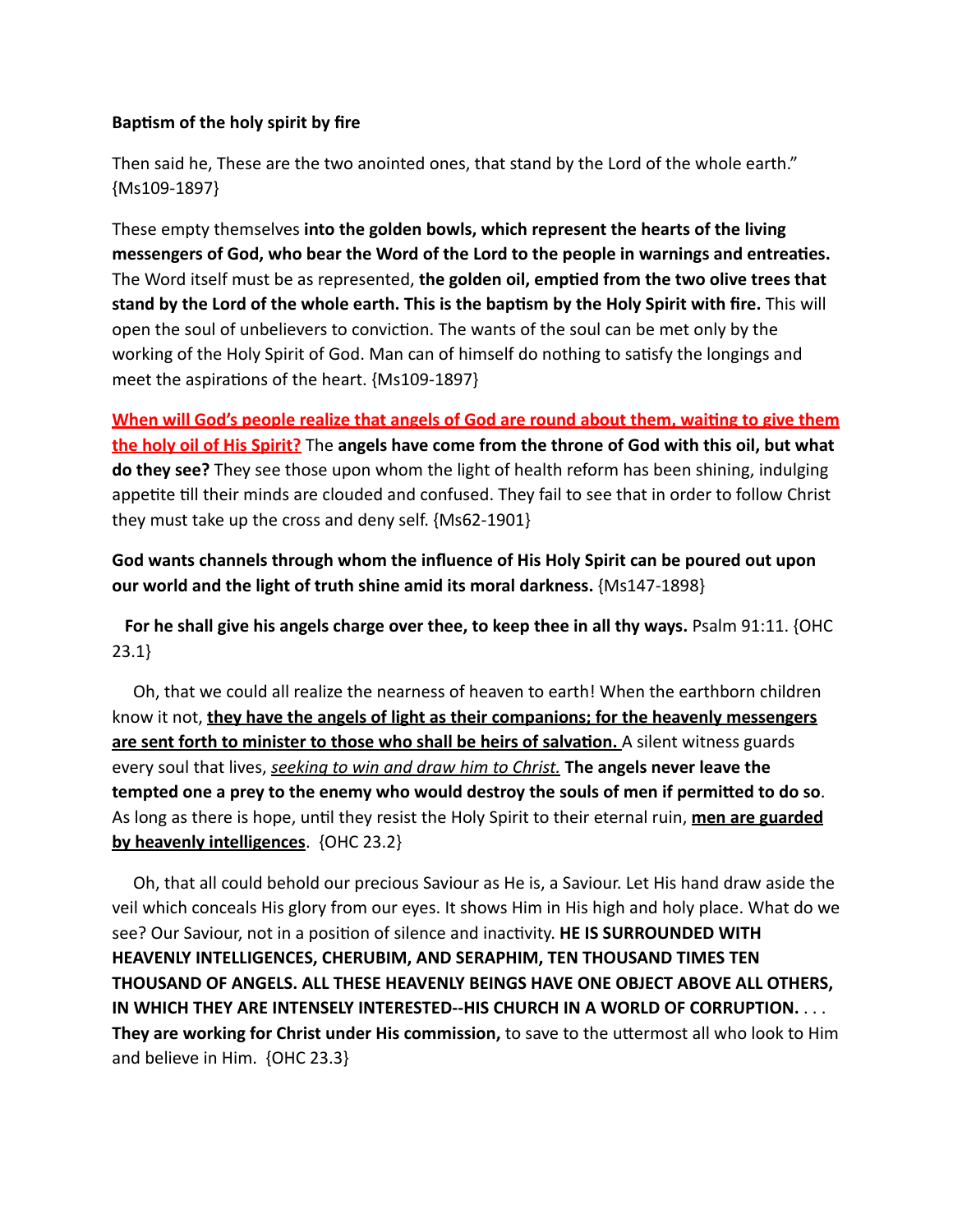**Baptism of the holy spirit by fire**

Then said he, These are the two anointed ones, that stand by the Lord of the whole earth." {Ms109-1897}

These empty themselves **into the golden bowls, which represent the hearts of the living messengers of God, who bear the Word of the Lord to the people in warnings and entreaties.** The Word itself must be as represented, **the golden oil, emptied from the two olive trees that stand by the Lord of the whole earth. This is the baptism by the Holy Spirit with fire.** This will open the soul of unbelievers to conviction. The wants of the soul can be met only by the working of the Holy Spirit of God. Man can of himself do nothing to satisfy the longings and meet the aspirations of the heart. {Ms109-1897}

**When will God's people realize that angels of God are round about them, waiting to give them the holy oil of His Spirit?** The **angels have come from the throne of God with this oil, but what do they see?** They see those upon whom the light of health reform has been shining, indulging appetite till their minds are clouded and confused. They fail to see that in order to follow Christ they must take up the cross and deny self. {Ms62-1901}

**God wants channels through whom the influence of His Holy Spirit can be poured out upon our world and the light of truth shine amid its moral darkness.** {Ms147-1898}

**For he shall give his angels charge over thee, to keep thee in all thy ways.** Psalm 91:11. {OHC 23.1}

Oh, that we could all realize the nearness of heaven to earth! When the earthborn children know it not, **they have the angels of light as their companions; for the heavenly messengers are sent forth to minister to those who shall be heirs of salvation.** A silent witness guards every soul that lives, *seeking to win and draw him to Christ.* **The angels never leave the tempted one a prey to the enemy who would destroy the souls of men if permitted to do so**. As long as there is hope, until they resist the Holy Spirit to their eternal ruin, **men are guarded by heavenly intelligences**. {OHC 23.2}

Oh, that all could behold our precious Saviour as He is, a Saviour. Let His hand draw aside the veil which conceals His glory from our eyes. It shows Him in His high and holy place. What do we see? Our Saviour, not in a position of silence and inactivity. **HE IS SURROUNDED WITH HEAVENLY INTELLIGENCES, CHERUBIM, AND SERAPHIM, TEN THOUSAND TIMES TEN THOUSAND OF ANGELS. ALL THESE HEAVENLY BEINGS HAVE ONE OBJECT ABOVE ALL OTHERS, IN WHICH THEY ARE INTENSELY INTERESTED--HIS CHURCH IN A WORLD OF CORRUPTION.** . . . **They are working for Christ under His commission,** to save to the uttermost all who look to Him and believe in Him. {OHC 23.3}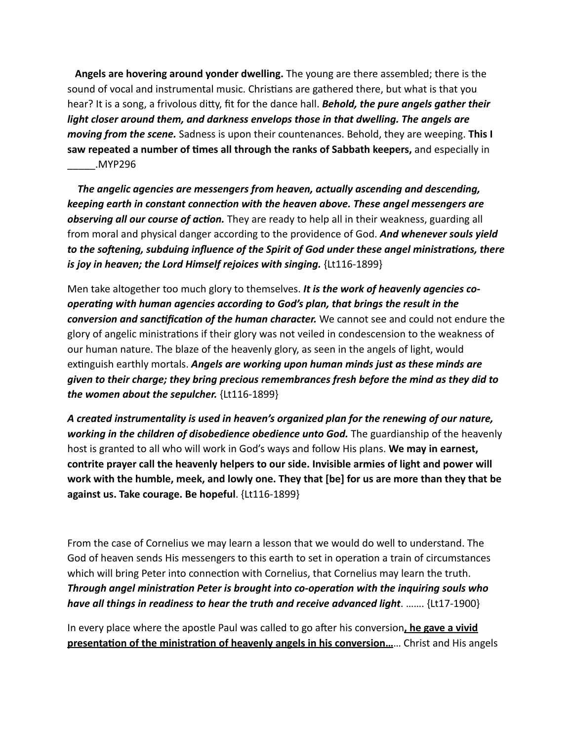**Angels are hovering around yonder dwelling.** The young are there assembled; there is the sound of vocal and instrumental music. Christians are gathered there, but what is that you hear? It is a song, a frivolous ditty, fit for the dance hall. ***Behold, the pure angels gather their light closer around them, and darkness envelops those in that dwelling. The angels are moving from the scene.*** Sadness is upon their countenances. Behold, they are weeping. **This I saw repeated a number of times all through the ranks of Sabbath keepers,** and especially in _____.MYP296

***The angelic agencies are messengers from heaven, actually ascending and descending, keeping earth in constant connection with the heaven above. These angel messengers are observing all our course of action.*** They are ready to help all in their weakness, guarding all from moral and physical danger according to the providence of God. ***And whenever souls yield to the softening, subduing influence of the Spirit of God under these angel ministrations, there is joy in heaven; the Lord Himself rejoices with singing.*** {Lt116-1899}

Men take altogether too much glory to themselves. ***It is the work of heavenly agencies co-operating with human agencies according to God's plan, that brings the result in the conversion and sanctification of the human character.*** We cannot see and could not endure the glory of angelic ministrations if their glory was not veiled in condescension to the weakness of our human nature. The blaze of the heavenly glory, as seen in the angels of light, would extinguish earthly mortals. ***Angels are working upon human minds just as these minds are given to their charge; they bring precious remembrances fresh before the mind as they did to the women about the sepulcher.*** {Lt116-1899}

***A created instrumentality is used in heaven's organized plan for the renewing of our nature, working in the children of disobedience obedience unto God.*** The guardianship of the heavenly host is granted to all who will work in God's ways and follow His plans. **We may in earnest, contrite prayer call the heavenly helpers to our side. Invisible armies of light and power will work with the humble, meek, and lowly one. They that [be] for us are more than they that be against us. Take courage. Be hopeful**. {Lt116-1899}

From the case of Cornelius we may learn a lesson that we would do well to understand. The God of heaven sends His messengers to this earth to set in operation a train of circumstances which will bring Peter into connection with Cornelius, that Cornelius may learn the truth. ***Through angel ministration Peter is brought into co-operation with the inquiring souls who have all things in readiness to hear the truth and receive advanced light***. ……. {Lt17-1900}

In every place where the apostle Paul was called to go after his conversion**, he gave a vivid presentation of the ministration of heavenly angels in his conversion…**… Christ and His angels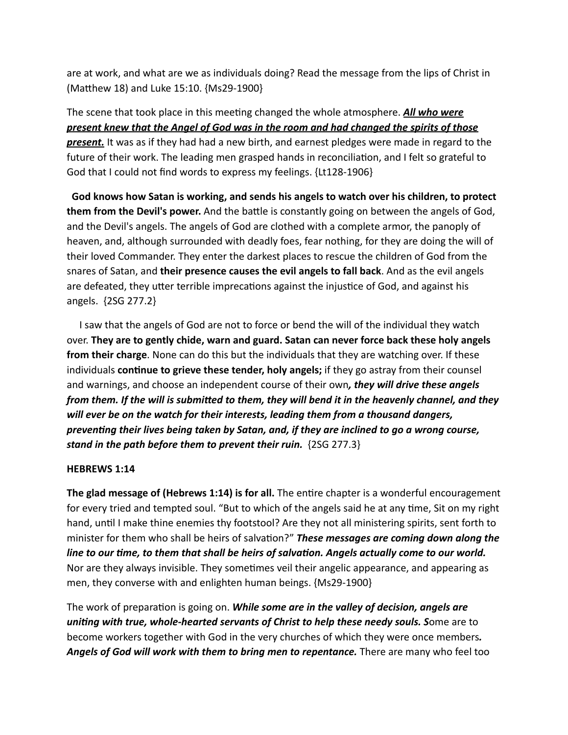are at work, and what are we as individuals doing? Read the message from the lips of Christ in (Matthew 18) and Luke 15:10. {Ms29-1900}

The scene that took place in this meeting changed the whole atmosphere. ***<u>All who were present knew that the Angel of God was in the room and had changed the spirits of those present.</u>*** It was as if they had had a new birth, and earnest pledges were made in regard to the future of their work. The leading men grasped hands in reconciliation, and I felt so grateful to God that I could not find words to express my feelings. {Lt128-1906}

**God knows how Satan is working, and sends his angels to watch over his children, to protect them from the Devil's power.** And the battle is constantly going on between the angels of God, and the Devil's angels. The angels of God are clothed with a complete armor, the panoply of heaven, and, although surrounded with deadly foes, fear nothing, for they are doing the will of their loved Commander. They enter the darkest places to rescue the children of God from the snares of Satan, and **their presence causes the evil angels to fall back**. And as the evil angels are defeated, they utter terrible imprecations against the injustice of God, and against his angels. {2SG 277.2}

I saw that the angels of God are not to force or bend the will of the individual they watch over. **They are to gently chide, warn and guard. Satan can never force back these holy angels from their charge**. None can do this but the individuals that they are watching over. If these individuals **continue to grieve these tender, holy angels;** if they go astray from their counsel and warnings, and choose an independent course of their own***, they will drive these angels from them. If the will is submitted to them, they will bend it in the heavenly channel, and they will ever be on the watch for their interests, leading them from a thousand dangers, preventing their lives being taken by Satan, and, if they are inclined to go a wrong course, stand in the path before them to prevent their ruin.*** {2SG 277.3}

**HEBREWS 1:14**

**The glad message of (Hebrews 1:14) is for all.** The entire chapter is a wonderful encouragement for every tried and tempted soul. "But to which of the angels said he at any time, Sit on my right hand, until I make thine enemies thy footstool? Are they not all ministering spirits, sent forth to minister for them who shall be heirs of salvation?" ***These messages are coming down along the line to our time, to them that shall be heirs of salvation. Angels actually come to our world.*** Nor are they always invisible. They sometimes veil their angelic appearance, and appearing as men, they converse with and enlighten human beings. {Ms29-1900}

The work of preparation is going on. ***While some are in the valley of decision, angels are uniting with true, whole-hearted servants of Christ to help these needy souls. S***ome are to become workers together with God in the very churches of which they were once members***. Angels of God will work with them to bring men to repentance.*** There are many who feel too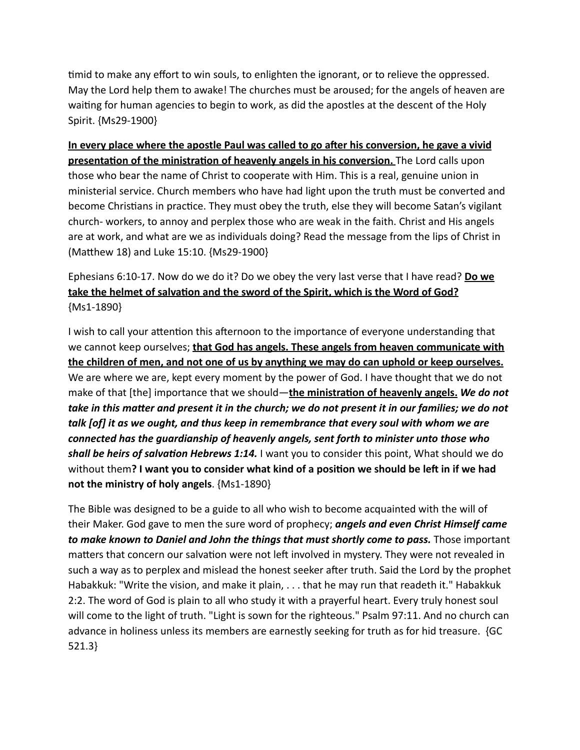timid to make any effort to win souls, to enlighten the ignorant, or to relieve the oppressed. May the Lord help them to awake! The churches must be aroused; for the angels of heaven are waiting for human agencies to begin to work, as did the apostles at the descent of the Holy Spirit. {Ms29-1900}

<u>**In every place where the apostle Paul was called to go after his conversion, he gave a vivid presentation of the ministration of heavenly angels in his conversion.**</u> The Lord calls upon those who bear the name of Christ to cooperate with Him. This is a real, genuine union in ministerial service. Church members who have had light upon the truth must be converted and become Christians in practice. They must obey the truth, else they will become Satan's vigilant church- workers, to annoy and perplex those who are weak in the faith. Christ and His angels are at work, and what are we as individuals doing? Read the message from the lips of Christ in (Matthew 18) and Luke 15:10. {Ms29-1900}

Ephesians 6:10-17. Now do we do it? Do we obey the very last verse that I have read? <u>**Do we take the helmet of salvation and the sword of the Spirit, which is the Word of God?**</u> {Ms1-1890}

I wish to call your attention this afternoon to the importance of everyone understanding that we cannot keep ourselves; <u>**that God has angels. These angels from heaven communicate with the children of men, and not one of us by anything we may do can uphold or keep ourselves.**</u> We are where we are, kept every moment by the power of God. I have thought that we do not make of that [the] importance that we should—<u>**the ministration of heavenly angels.**</u> ***We do not take in this matter and present it in the church; we do not present it in our families; we do not talk [of] it as we ought, and thus keep in remembrance that every soul with whom we are connected has the guardianship of heavenly angels, sent forth to minister unto those who shall be heirs of salvation Hebrews 1:14.*** I want you to consider this point, What should we do without them**? I want you to consider what kind of a position we should be left in if we had not the ministry of holy angels**. {Ms1-1890}

The Bible was designed to be a guide to all who wish to become acquainted with the will of their Maker. God gave to men the sure word of prophecy; ***angels and even Christ Himself came to make known to Daniel and John the things that must shortly come to pass.*** Those important matters that concern our salvation were not left involved in mystery. They were not revealed in such a way as to perplex and mislead the honest seeker after truth. Said the Lord by the prophet Habakkuk: "Write the vision, and make it plain, . . . that he may run that readeth it." Habakkuk 2:2. The word of God is plain to all who study it with a prayerful heart. Every truly honest soul will come to the light of truth. "Light is sown for the righteous." Psalm 97:11. And no church can advance in holiness unless its members are earnestly seeking for truth as for hid treasure. {GC 521.3}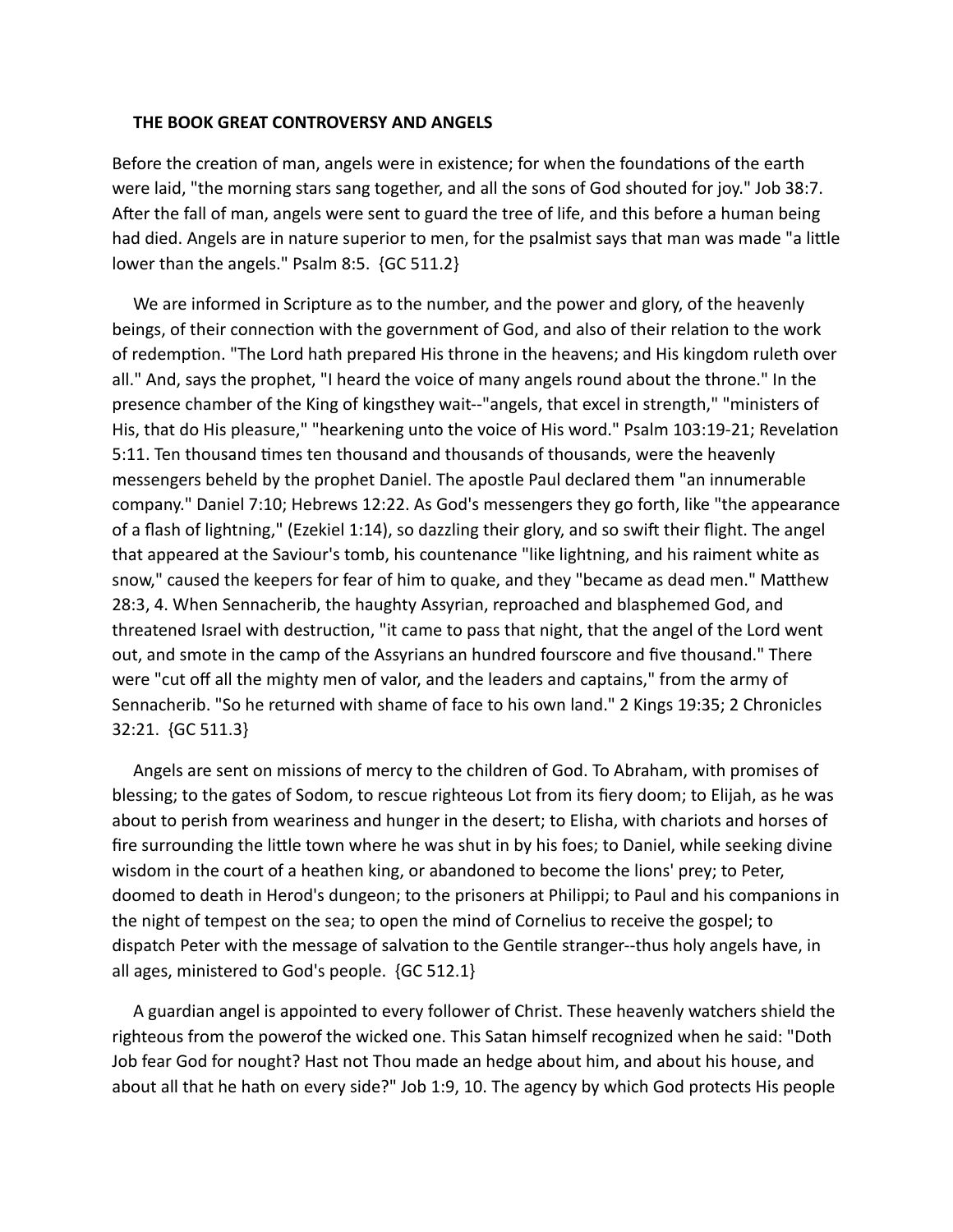**THE BOOK GREAT CONTROVERSY AND ANGELS**

Before the creation of man, angels were in existence; for when the foundations of the earth were laid, "the morning stars sang together, and all the sons of God shouted for joy." Job 38:7. After the fall of man, angels were sent to guard the tree of life, and this before a human being had died. Angels are in nature superior to men, for the psalmist says that man was made "a little lower than the angels." Psalm 8:5. {GC 511.2}

We are informed in Scripture as to the number, and the power and glory, of the heavenly beings, of their connection with the government of God, and also of their relation to the work of redemption. "The Lord hath prepared His throne in the heavens; and His kingdom ruleth over all." And, says the prophet, "I heard the voice of many angels round about the throne." In the presence chamber of the King of kingsthey wait--"angels, that excel in strength," "ministers of His, that do His pleasure," "hearkening unto the voice of His word." Psalm 103:19-21; Revelation 5:11. Ten thousand times ten thousand and thousands of thousands, were the heavenly messengers beheld by the prophet Daniel. The apostle Paul declared them "an innumerable company." Daniel 7:10; Hebrews 12:22. As God's messengers they go forth, like "the appearance of a flash of lightning," (Ezekiel 1:14), so dazzling their glory, and so swift their flight. The angel that appeared at the Saviour's tomb, his countenance "like lightning, and his raiment white as snow," caused the keepers for fear of him to quake, and they "became as dead men." Matthew 28:3, 4. When Sennacherib, the haughty Assyrian, reproached and blasphemed God, and threatened Israel with destruction, "it came to pass that night, that the angel of the Lord went out, and smote in the camp of the Assyrians an hundred fourscore and five thousand." There were "cut off all the mighty men of valor, and the leaders and captains," from the army of Sennacherib. "So he returned with shame of face to his own land." 2 Kings 19:35; 2 Chronicles 32:21. {GC 511.3}

Angels are sent on missions of mercy to the children of God. To Abraham, with promises of blessing; to the gates of Sodom, to rescue righteous Lot from its fiery doom; to Elijah, as he was about to perish from weariness and hunger in the desert; to Elisha, with chariots and horses of fire surrounding the little town where he was shut in by his foes; to Daniel, while seeking divine wisdom in the court of a heathen king, or abandoned to become the lions' prey; to Peter, doomed to death in Herod's dungeon; to the prisoners at Philippi; to Paul and his companions in the night of tempest on the sea; to open the mind of Cornelius to receive the gospel; to dispatch Peter with the message of salvation to the Gentile stranger--thus holy angels have, in all ages, ministered to God's people. {GC 512.1}

A guardian angel is appointed to every follower of Christ. These heavenly watchers shield the righteous from the powerof the wicked one. This Satan himself recognized when he said: "Doth Job fear God for nought? Hast not Thou made an hedge about him, and about his house, and about all that he hath on every side?" Job 1:9, 10. The agency by which God protects His people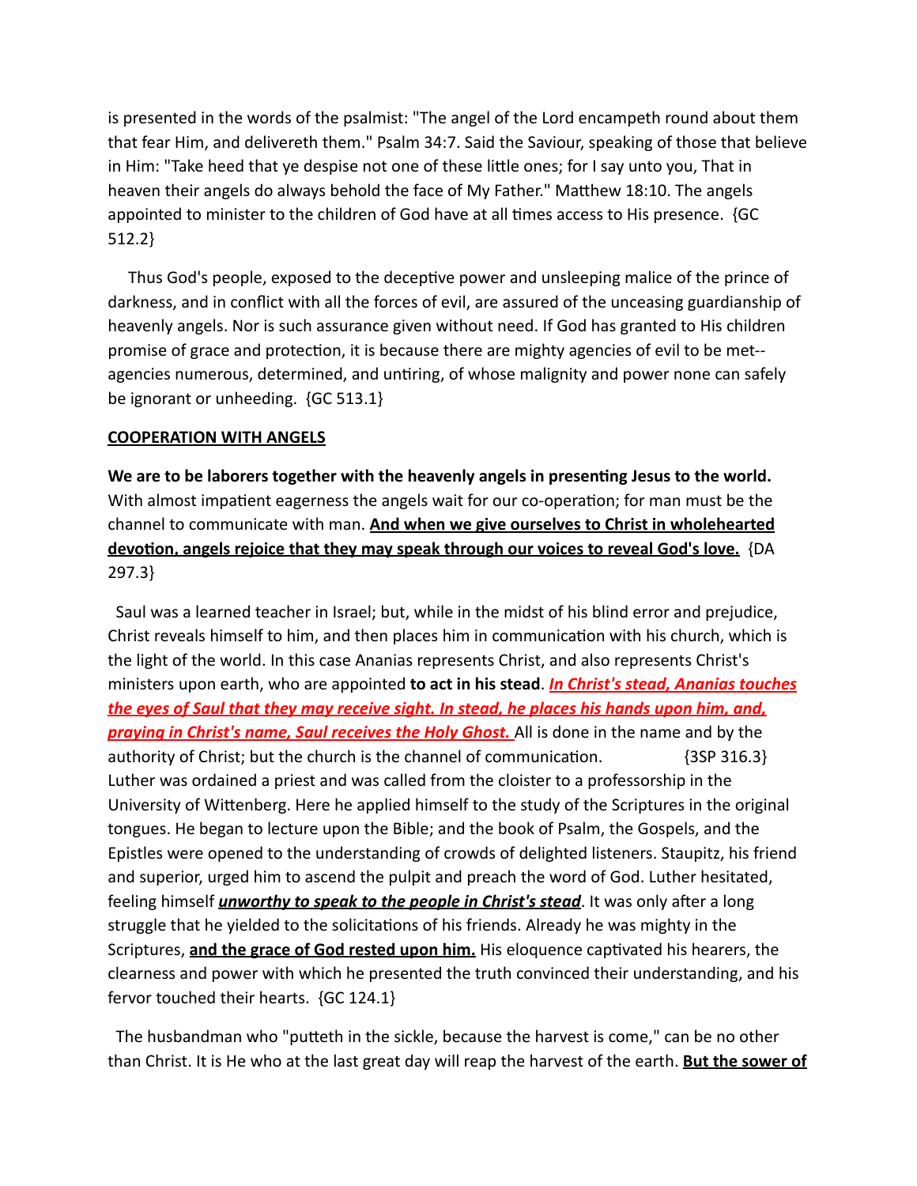is presented in the words of the psalmist: "The angel of the Lord encampeth round about them that fear Him, and delivereth them." Psalm 34:7. Said the Saviour, speaking of those that believe in Him: "Take heed that ye despise not one of these little ones; for I say unto you, That in heaven their angels do always behold the face of My Father." Matthew 18:10. The angels appointed to minister to the children of God have at all times access to His presence. {GC 512.2}

Thus God's people, exposed to the deceptive power and unsleeping malice of the prince of darkness, and in conflict with all the forces of evil, are assured of the unceasing guardianship of heavenly angels. Nor is such assurance given without need. If God has granted to His children promise of grace and protection, it is because there are mighty agencies of evil to be met--agencies numerous, determined, and untiring, of whose malignity and power none can safely be ignorant or unheeding. {GC 513.1}

**<u>COOPERATION WITH ANGELS</u>**

**We are to be laborers together with the heavenly angels in presenting Jesus to the world.** With almost impatient eagerness the angels wait for our co-operation; for man must be the channel to communicate with man. **<u>And when we give ourselves to Christ in wholehearted devotion, angels rejoice that they may speak through our voices to reveal God's love.</u>** {DA 297.3}

Saul was a learned teacher in Israel; but, while in the midst of his blind error and prejudice, Christ reveals himself to him, and then places him in communication with his church, which is the light of the world. In this case Ananias represents Christ, and also represents Christ's ministers upon earth, who are appointed **to act in his stead**. ***<u>In Christ's stead, Ananias touches the eyes of Saul that they may receive sight. In stead, he places his hands upon him, and, praying in Christ's name, Saul receives the Holy Ghost.</u>*** All is done in the name and by the authority of Christ; but the church is the channel of communication. {3SP 316.3}
Luther was ordained a priest and was called from the cloister to a professorship in the University of Wittenberg. Here he applied himself to the study of the Scriptures in the original tongues. He began to lecture upon the Bible; and the book of Psalm, the Gospels, and the Epistles were opened to the understanding of crowds of delighted listeners. Staupitz, his friend and superior, urged him to ascend the pulpit and preach the word of God. Luther hesitated, feeling himself ***<u>unworthy to speak to the people in Christ's stead</u>***. It was only after a long struggle that he yielded to the solicitations of his friends. Already he was mighty in the Scriptures, **<u>and the grace of God rested upon him.</u>** His eloquence captivated his hearers, the clearness and power with which he presented the truth convinced their understanding, and his fervor touched their hearts. {GC 124.1}

The husbandman who "putteth in the sickle, because the harvest is come," can be no other than Christ. It is He who at the last great day will reap the harvest of the earth. **<u>But the sower of</u>**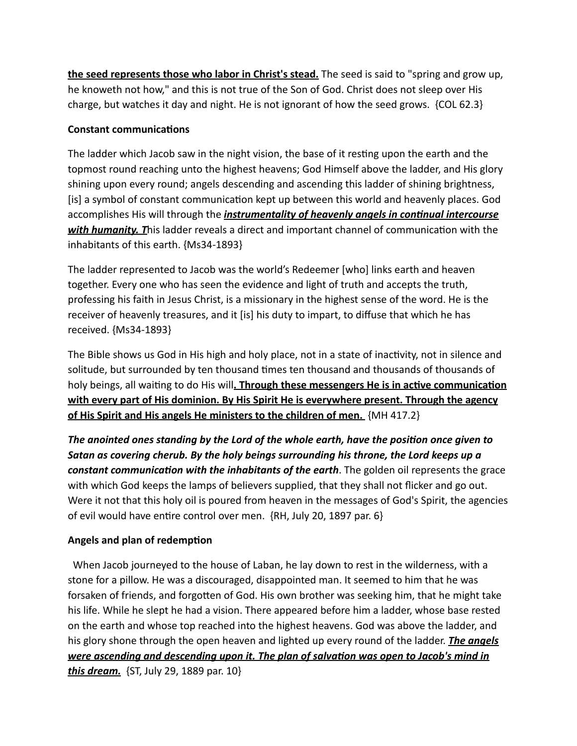**the seed represents those who labor in Christ's stead.** The seed is said to "spring and grow up, he knoweth not how," and this is not true of the Son of God. Christ does not sleep over His charge, but watches it day and night. He is not ignorant of how the seed grows. {COL 62.3}

**Constant communications**

The ladder which Jacob saw in the night vision, the base of it resting upon the earth and the topmost round reaching unto the highest heavens; God Himself above the ladder, and His glory shining upon every round; angels descending and ascending this ladder of shining brightness, [is] a symbol of constant communication kept up between this world and heavenly places. God accomplishes His will through the ***instrumentality of heavenly angels in continual intercourse with humanity. T***his ladder reveals a direct and important channel of communication with the inhabitants of this earth. {Ms34-1893}

The ladder represented to Jacob was the world's Redeemer [who] links earth and heaven together. Every one who has seen the evidence and light of truth and accepts the truth, professing his faith in Jesus Christ, is a missionary in the highest sense of the word. He is the receiver of heavenly treasures, and it [is] his duty to impart, to diffuse that which he has received. {Ms34-1893}

The Bible shows us God in His high and holy place, not in a state of inactivity, not in silence and solitude, but surrounded by ten thousand times ten thousand and thousands of thousands of holy beings, all waiting to do His will**. Through these messengers He is in active communication with every part of His dominion. By His Spirit He is everywhere present. Through the agency of His Spirit and His angels He ministers to the children of men.** {MH 417.2}

***The anointed ones standing by the Lord of the whole earth, have the position once given to Satan as covering cherub. By the holy beings surrounding his throne, the Lord keeps up a constant communication with the inhabitants of the earth***. The golden oil represents the grace with which God keeps the lamps of believers supplied, that they shall not flicker and go out. Were it not that this holy oil is poured from heaven in the messages of God's Spirit, the agencies of evil would have entire control over men. {RH, July 20, 1897 par. 6}

**Angels and plan of redemption**

When Jacob journeyed to the house of Laban, he lay down to rest in the wilderness, with a stone for a pillow. He was a discouraged, disappointed man. It seemed to him that he was forsaken of friends, and forgotten of God. His own brother was seeking him, that he might take his life. While he slept he had a vision. There appeared before him a ladder, whose base rested on the earth and whose top reached into the highest heavens. God was above the ladder, and his glory shone through the open heaven and lighted up every round of the ladder. ***The angels were ascending and descending upon it. The plan of salvation was open to Jacob's mind in this dream.*** {ST, July 29, 1889 par. 10}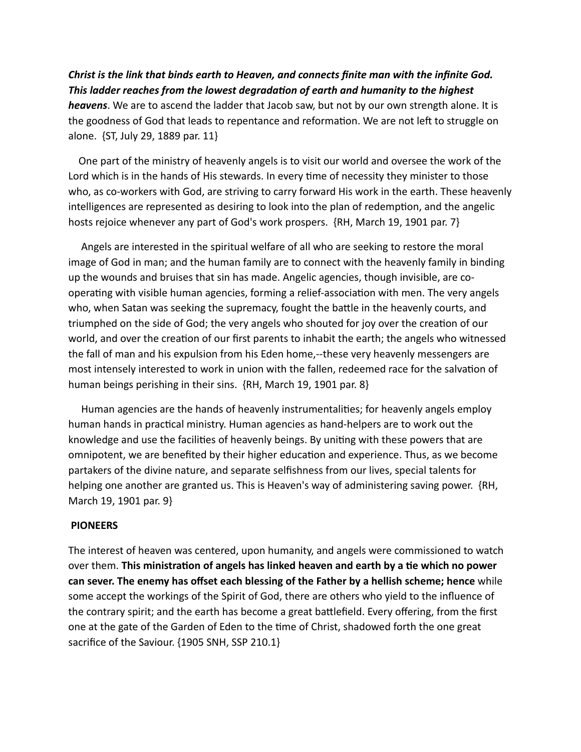***Christ is the link that binds earth to Heaven, and connects finite man with the infinite God. This ladder reaches from the lowest degradation of earth and humanity to the highest heavens***. We are to ascend the ladder that Jacob saw, but not by our own strength alone. It is the goodness of God that leads to repentance and reformation. We are not left to struggle on alone. {ST, July 29, 1889 par. 11}

One part of the ministry of heavenly angels is to visit our world and oversee the work of the Lord which is in the hands of His stewards. In every time of necessity they minister to those who, as co-workers with God, are striving to carry forward His work in the earth. These heavenly intelligences are represented as desiring to look into the plan of redemption, and the angelic hosts rejoice whenever any part of God's work prospers. {RH, March 19, 1901 par. 7}

Angels are interested in the spiritual welfare of all who are seeking to restore the moral image of God in man; and the human family are to connect with the heavenly family in binding up the wounds and bruises that sin has made. Angelic agencies, though invisible, are co-operating with visible human agencies, forming a relief-association with men. The very angels who, when Satan was seeking the supremacy, fought the battle in the heavenly courts, and triumphed on the side of God; the very angels who shouted for joy over the creation of our world, and over the creation of our first parents to inhabit the earth; the angels who witnessed the fall of man and his expulsion from his Eden home,--these very heavenly messengers are most intensely interested to work in union with the fallen, redeemed race for the salvation of human beings perishing in their sins. {RH, March 19, 1901 par. 8}

Human agencies are the hands of heavenly instrumentalities; for heavenly angels employ human hands in practical ministry. Human agencies as hand-helpers are to work out the knowledge and use the facilities of heavenly beings. By uniting with these powers that are omnipotent, we are benefited by their higher education and experience. Thus, as we become partakers of the divine nature, and separate selfishness from our lives, special talents for helping one another are granted us. This is Heaven's way of administering saving power. {RH, March 19, 1901 par. 9}

**PIONEERS**

The interest of heaven was centered, upon humanity, and angels were commissioned to watch over them. **This ministration of angels has linked heaven and earth by a tie which no power can sever. The enemy has offset each blessing of the Father by a hellish scheme; hence** while some accept the workings of the Spirit of God, there are others who yield to the influence of the contrary spirit; and the earth has become a great battlefield. Every offering, from the first one at the gate of the Garden of Eden to the time of Christ, shadowed forth the one great sacrifice of the Saviour. {1905 SNH, SSP 210.1}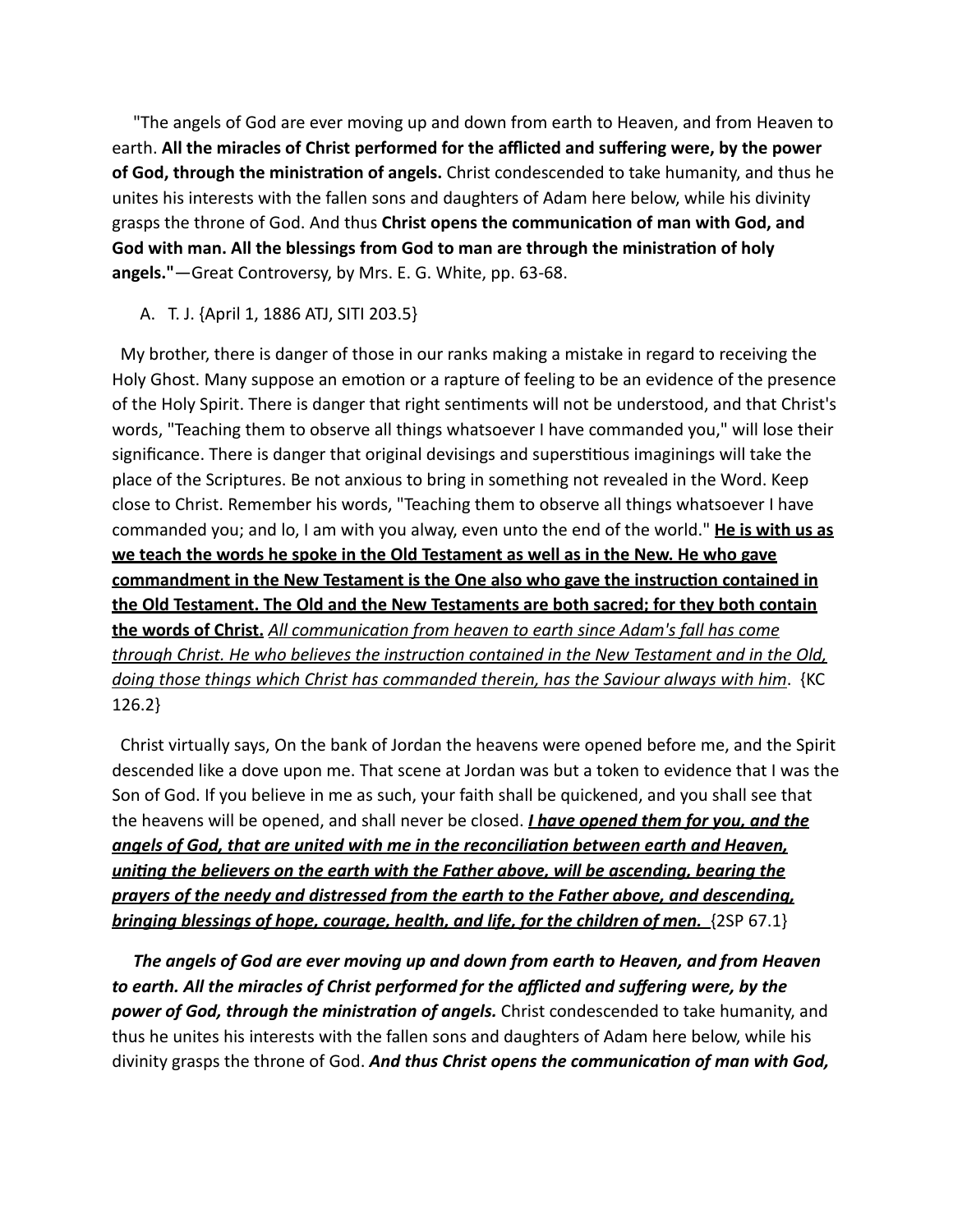"The angels of God are ever moving up and down from earth to Heaven, and from Heaven to earth. **All the miracles of Christ performed for the afflicted and suffering were, by the power of God, through the ministration of angels.** Christ condescended to take humanity, and thus he unites his interests with the fallen sons and daughters of Adam here below, while his divinity grasps the throne of God. And thus **Christ opens the communication of man with God, and God with man. All the blessings from God to man are through the ministration of holy angels."**—Great Controversy, by Mrs. E. G. White, pp. 63-68.

A. T. J. {April 1, 1886 ATJ, SITI 203.5}

My brother, there is danger of those in our ranks making a mistake in regard to receiving the Holy Ghost. Many suppose an emotion or a rapture of feeling to be an evidence of the presence of the Holy Spirit. There is danger that right sentiments will not be understood, and that Christ's words, "Teaching them to observe all things whatsoever I have commanded you," will lose their significance. There is danger that original devisings and superstitious imaginings will take the place of the Scriptures. Be not anxious to bring in something not revealed in the Word. Keep close to Christ. Remember his words, "Teaching them to observe all things whatsoever I have commanded you; and lo, I am with you alway, even unto the end of the world." <u>**He is with us as we teach the words he spoke in the Old Testament as well as in the New. He who gave commandment in the New Testament is the One also who gave the instruction contained in the Old Testament. The Old and the New Testaments are both sacred; for they both contain the words of Christ.**</u> <u>*All communication from heaven to earth since Adam's fall has come through Christ. He who believes the instruction contained in the New Testament and in the Old, doing those things which Christ has commanded therein, has the Saviour always with him*</u>. {KC 126.2}

Christ virtually says, On the bank of Jordan the heavens were opened before me, and the Spirit descended like a dove upon me. That scene at Jordan was but a token to evidence that I was the Son of God. If you believe in me as such, your faith shall be quickened, and you shall see that the heavens will be opened, and shall never be closed. <u>***I have opened them for you, and the angels of God, that are united with me in the reconciliation between earth and Heaven, uniting the believers on the earth with the Father above, will be ascending, bearing the prayers of the needy and distressed from the earth to the Father above, and descending, bringing blessings of hope, courage, health, and life, for the children of men.***</u> {2SP 67.1}

***The angels of God are ever moving up and down from earth to Heaven, and from Heaven to earth. All the miracles of Christ performed for the afflicted and suffering were, by the power of God, through the ministration of angels.*** Christ condescended to take humanity, and thus he unites his interests with the fallen sons and daughters of Adam here below, while his divinity grasps the throne of God. ***And thus Christ opens the communication of man with God,***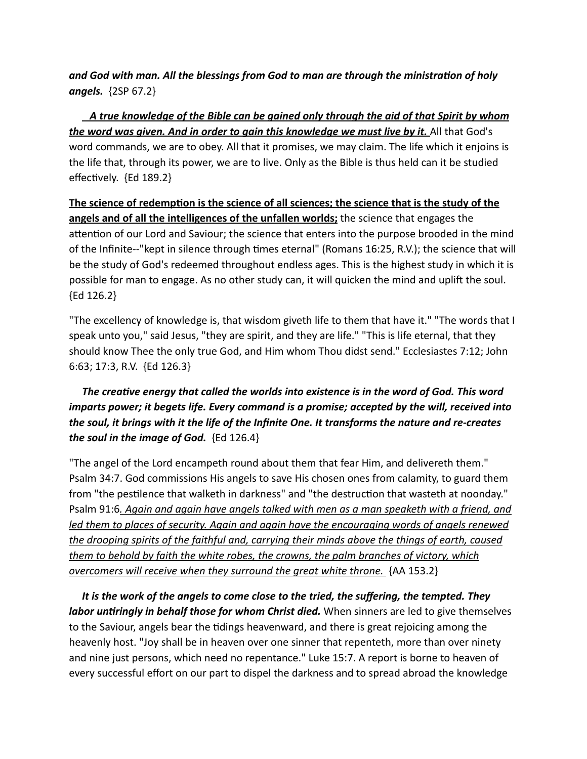***and God with man. All the blessings from God to man are through the ministration of holy angels.*** {2SP 67.2}

***<u>A true knowledge of the Bible can be gained only through the aid of that Spirit by whom the word was given. And in order to gain this knowledge we must live by it.</u>*** All that God's word commands, we are to obey. All that it promises, we may claim. The life which it enjoins is the life that, through its power, we are to live. Only as the Bible is thus held can it be studied effectively. {Ed 189.2}

**<u>The science of redemption is the science of all sciences; the science that is the study of the angels and of all the intelligences of the unfallen worlds;</u>** the science that engages the attention of our Lord and Saviour; the science that enters into the purpose brooded in the mind of the Infinite--"kept in silence through times eternal" (Romans 16:25, R.V.); the science that will be the study of God's redeemed throughout endless ages. This is the highest study in which it is possible for man to engage. As no other study can, it will quicken the mind and uplift the soul. {Ed 126.2}

"The excellency of knowledge is, that wisdom giveth life to them that have it." "The words that I speak unto you," said Jesus, "they are spirit, and they are life." "This is life eternal, that they should know Thee the only true God, and Him whom Thou didst send." Ecclesiastes 7:12; John 6:63; 17:3, R.V. {Ed 126.3}

***The creative energy that called the worlds into existence is in the word of God. This word imparts power; it begets life. Every command is a promise; accepted by the will, received into the soul, it brings with it the life of the Infinite One. It transforms the nature and re-creates the soul in the image of God.*** {Ed 126.4}

"The angel of the Lord encampeth round about them that fear Him, and delivereth them." Psalm 34:7. God commissions His angels to save His chosen ones from calamity, to guard them from "the pestilence that walketh in darkness" and "the destruction that wasteth at noonday." Psalm 91:6*<u>. Again and again have angels talked with men as a man speaketh with a friend, and led them to places of security. Again and again have the encouraging words of angels renewed the drooping spirits of the faithful and, carrying their minds above the things of earth, caused them to behold by faith the white robes, the crowns, the palm branches of victory, which overcomers will receive when they surround the great white throne.</u>* {AA 153.2}

***It is the work of the angels to come close to the tried, the suffering, the tempted. They labor untiringly in behalf those for whom Christ died.*** When sinners are led to give themselves to the Saviour, angels bear the tidings heavenward, and there is great rejoicing among the heavenly host. "Joy shall be in heaven over one sinner that repenteth, more than over ninety and nine just persons, which need no repentance." Luke 15:7. A report is borne to heaven of every successful effort on our part to dispel the darkness and to spread abroad the knowledge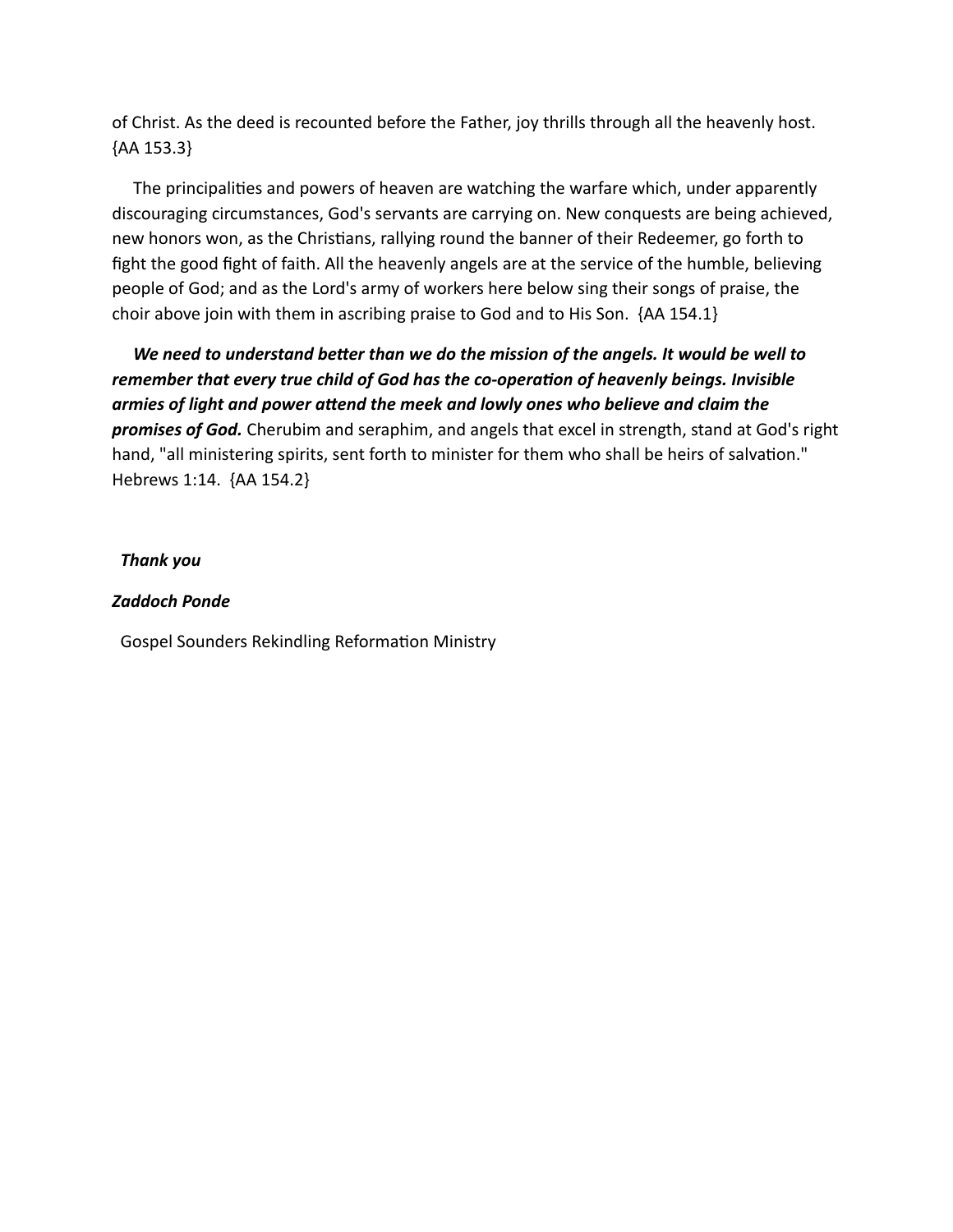of Christ. As the deed is recounted before the Father, joy thrills through all the heavenly host. {AA 153.3}

The principalities and powers of heaven are watching the warfare which, under apparently discouraging circumstances, God's servants are carrying on. New conquests are being achieved, new honors won, as the Christians, rallying round the banner of their Redeemer, go forth to fight the good fight of faith. All the heavenly angels are at the service of the humble, believing people of God; and as the Lord's army of workers here below sing their songs of praise, the choir above join with them in ascribing praise to God and to His Son. {AA 154.1}

***We need to understand better than we do the mission of the angels. It would be well to remember that every true child of God has the co-operation of heavenly beings. Invisible armies of light and power attend the meek and lowly ones who believe and claim the promises of God.*** Cherubim and seraphim, and angels that excel in strength, stand at God's right hand, "all ministering spirits, sent forth to minister for them who shall be heirs of salvation." Hebrews 1:14. {AA 154.2}

***Thank you***

***Zaddoch Ponde***

Gospel Sounders Rekindling Reformation Ministry